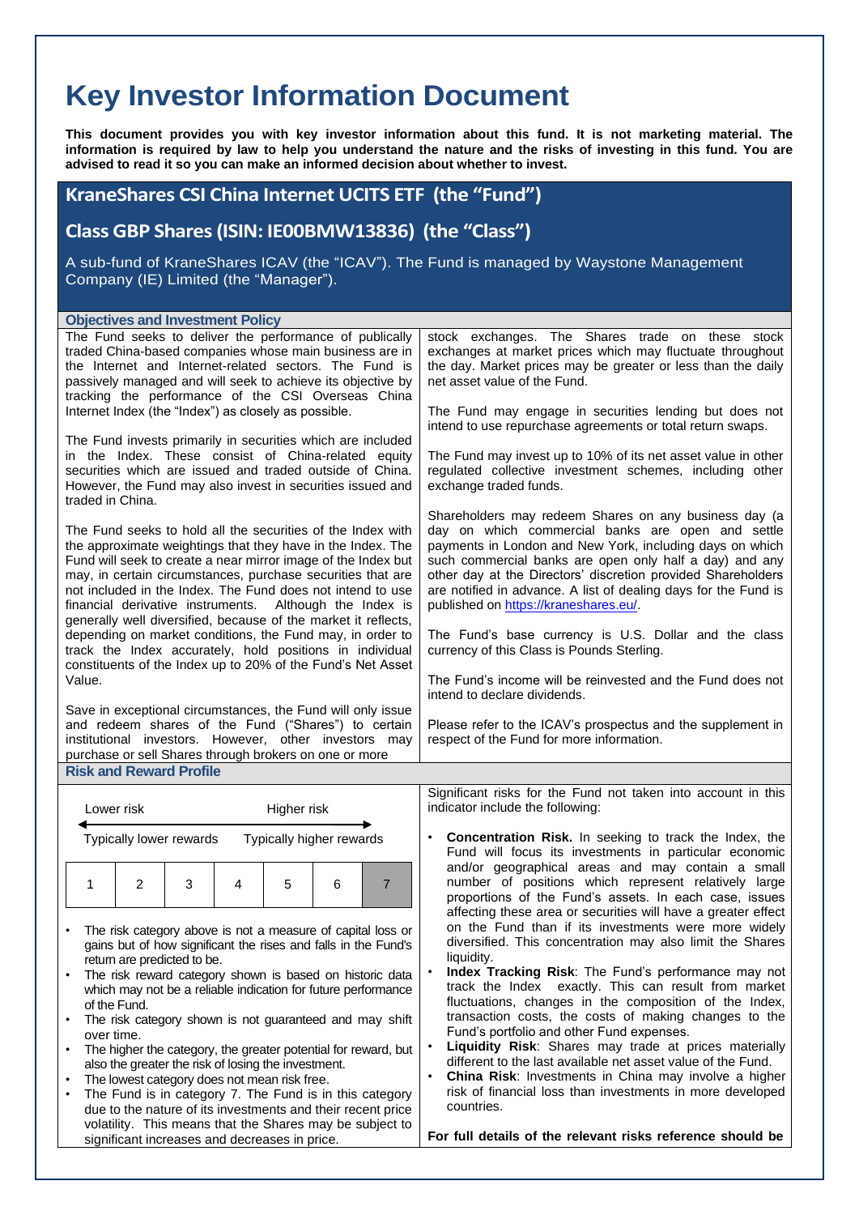# Key Investor Information Document

**This document provides you with key investor information about this fund. It is not marketing material. The information is required by law to help you understand the nature and the risks of investing in this fund. You are advised to read it so you can make an informed decision about whether to invest.**

## KraneShares CSI China Internet UCITS ETF (the "Fund")

## Class GBP Shares (ISIN: IE00BMW13836) (the "Class")

A sub-fund of KraneShares ICAV (the "ICAV"). The Fund is managed by Waystone Management Company (IE) Limited (the "Manager").

### Objectives and Investment Policy

The Fund seeks to deliver the performance of publically traded China-based companies whose main business are in the Internet and Internet-related sectors. The Fund is passively managed and will seek to achieve its objective by tracking the performance of the CSI Overseas China Internet Index (the "Index") as closely as possible.

The Fund invests primarily in securities which are included in the Index. These consist of China-related equity securities which are issued and traded outside of China. However, the Fund may also invest in securities issued and traded in China.

The Fund seeks to hold all the securities of the Index with the approximate weightings that they have in the Index. The Fund will seek to create a near mirror image of the Index but may, in certain circumstances, purchase securities that are not included in the Index. The Fund does not intend to use financial derivative instruments. Although the Index is generally well diversified, because of the market it reflects, depending on market conditions, the Fund may, in order to track the Index accurately, hold positions in individual constituents of the Index up to 20% of the Fund's Net Asset Value.

Save in exceptional circumstances, the Fund will only issue and redeem shares of the Fund ("Shares") to certain institutional investors. However, other investors may purchase or sell Shares through brokers on one or more stock exchanges. The Shares trade on these stock exchanges at market prices which may fluctuate throughout the day. Market prices may be greater or less than the daily net asset value of the Fund.

The Fund may engage in securities lending but does not intend to use repurchase agreements or total return swaps.

The Fund may invest up to 10% of its net asset value in other regulated collective investment schemes, including other exchange traded funds.

Shareholders may redeem Shares on any business day (a day on which commercial banks are open and settle payments in London and New York, including days on which such commercial banks are open only half a day) and any other day at the Directors' discretion provided Shareholders are notified in advance. A list of dealing days for the Fund is published on https://kraneshares.eu/.

The Fund's base currency is U.S. Dollar and the class currency of this Class is Pounds Sterling.

The Fund's income will be reinvested and the Fund does not intend to declare dividends.

Please refer to the ICAV's prospectus and the supplement in respect of the Fund for more information.

### Risk and Reward Profile

Lower risk ← → Higher risk

Typically lower rewards — Typically higher rewards

| 1 | 2 | 3 | 4 | 5 | 6 | **7** |
|---|---|---|---|---|---|---|

- The risk category above is not a measure of capital loss or gains but of how significant the rises and falls in the Fund's return are predicted to be.
- The risk reward category shown is based on historic data which may not be a reliable indication for future performance of the Fund.
- The risk category shown is not guaranteed and may shift over time.
- The higher the category, the greater potential for reward, but also the greater the risk of losing the investment.
- The lowest category does not mean risk free.
- The Fund is in category 7. The Fund is in this category due to the nature of its investments and their recent price volatility. This means that the Shares may be subject to significant increases and decreases in price.

Significant risks for the Fund not taken into account in this indicator include the following:

- **Concentration Risk.** In seeking to track the Index, the Fund will focus its investments in particular economic and/or geographical areas and may contain a small number of positions which represent relatively large proportions of the Fund's assets. In each case, issues affecting these area or securities will have a greater effect on the Fund than if its investments were more widely diversified. This concentration may also limit the Shares liquidity.
- **Index Tracking Risk**: The Fund's performance may not track the Index exactly. This can result from market fluctuations, changes in the composition of the Index, transaction costs, the costs of making changes to the Fund's portfolio and other Fund expenses.
- **Liquidity Risk**: Shares may trade at prices materially different to the last available net asset value of the Fund.
- **China Risk**: Investments in China may involve a higher risk of financial loss than investments in more developed countries.

**For full details of the relevant risks reference should be**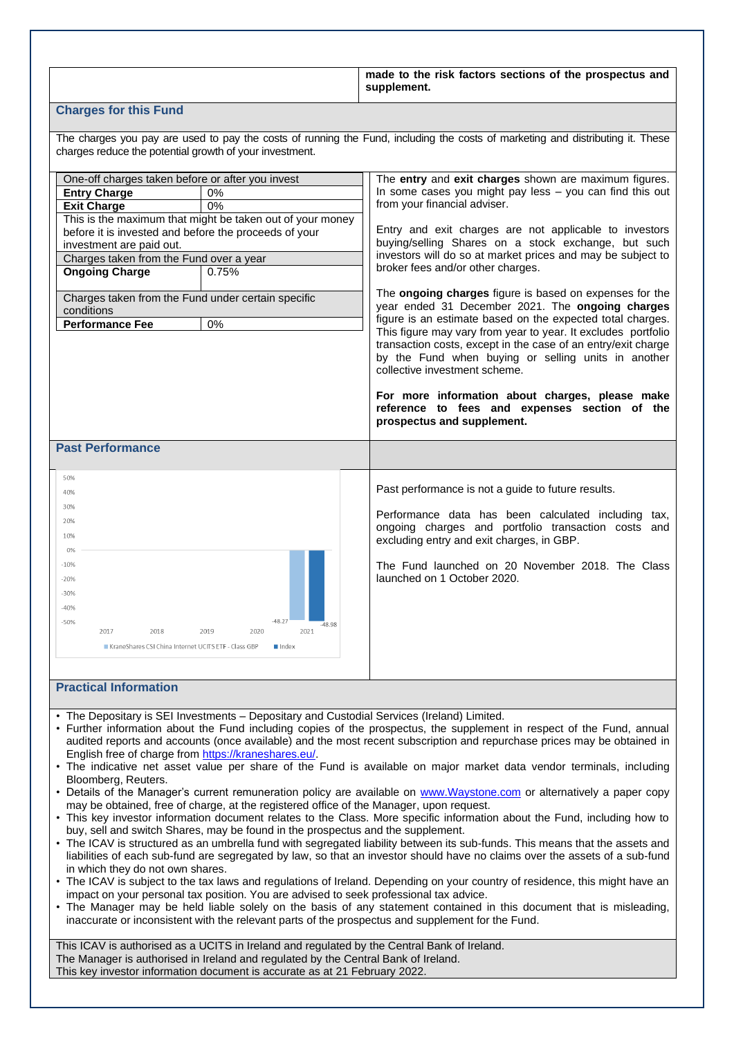**made to the risk factors sections of the prospectus and supplement.**

## Charges for this Fund

The charges you pay are used to pay the costs of running the Fund, including the costs of marketing and distributing it. These charges reduce the potential growth of your investment.

| One-off charges taken before or after you invest | |
|---|---|
| **Entry Charge** | 0% |
| **Exit Charge** | 0% |
| This is the maximum that might be taken out of your money before it is invested and before the proceeds of your investment are paid out. | |
| Charges taken from the Fund over a year | |
| **Ongoing Charge** | 0.75% |
| Charges taken from the Fund under certain specific conditions | |
| **Performance Fee** | 0% |

The **entry** and **exit charges** shown are maximum figures. In some cases you might pay less – you can find this out from your financial adviser.

Entry and exit charges are not applicable to investors buying/selling Shares on a stock exchange, but such investors will do so at market prices and may be subject to broker fees and/or other charges.

The **ongoing charges** figure is based on expenses for the year ended 31 December 2021. The **ongoing charges** figure is an estimate based on the expected total charges. This figure may vary from year to year. It excludes portfolio transaction costs, except in the case of an entry/exit charge by the Fund when buying or selling units in another collective investment scheme.

**For more information about charges, please make reference to fees and expenses section of the prospectus and supplement.**

## Past Performance

| | 2017 | 2018 | 2019 | 2020 | 2021 |
|---|---|---|---|---|---|
| KraneShares CSI China Internet UCITS ETF - Class GBP | | | | | -48.27 |
| Index | | | | | -48.98 |

Past performance is not a guide to future results.

Performance data has been calculated including tax, ongoing charges and portfolio transaction costs and excluding entry and exit charges, in GBP.

The Fund launched on 20 November 2018. The Class launched on 1 October 2020.

## Practical Information

- The Depositary is SEI Investments – Depositary and Custodial Services (Ireland) Limited.
- Further information about the Fund including copies of the prospectus, the supplement in respect of the Fund, annual audited reports and accounts (once available) and the most recent subscription and repurchase prices may be obtained in English free of charge from https://kraneshares.eu/.
- The indicative net asset value per share of the Fund is available on major market data vendor terminals, including Bloomberg, Reuters.
- Details of the Manager's current remuneration policy are available on www.Waystone.com or alternatively a paper copy may be obtained, free of charge, at the registered office of the Manager, upon request.
- This key investor information document relates to the Class. More specific information about the Fund, including how to buy, sell and switch Shares, may be found in the prospectus and the supplement.
- The ICAV is structured as an umbrella fund with segregated liability between its sub-funds. This means that the assets and liabilities of each sub-fund are segregated by law, so that an investor should have no claims over the assets of a sub-fund in which they do not own shares.
- The ICAV is subject to the tax laws and regulations of Ireland. Depending on your country of residence, this might have an impact on your personal tax position. You are advised to seek professional tax advice.
- The Manager may be held liable solely on the basis of any statement contained in this document that is misleading, inaccurate or inconsistent with the relevant parts of the prospectus and supplement for the Fund.

This ICAV is authorised as a UCITS in Ireland and regulated by the Central Bank of Ireland.
The Manager is authorised in Ireland and regulated by the Central Bank of Ireland.
This key investor information document is accurate as at 21 February 2022.